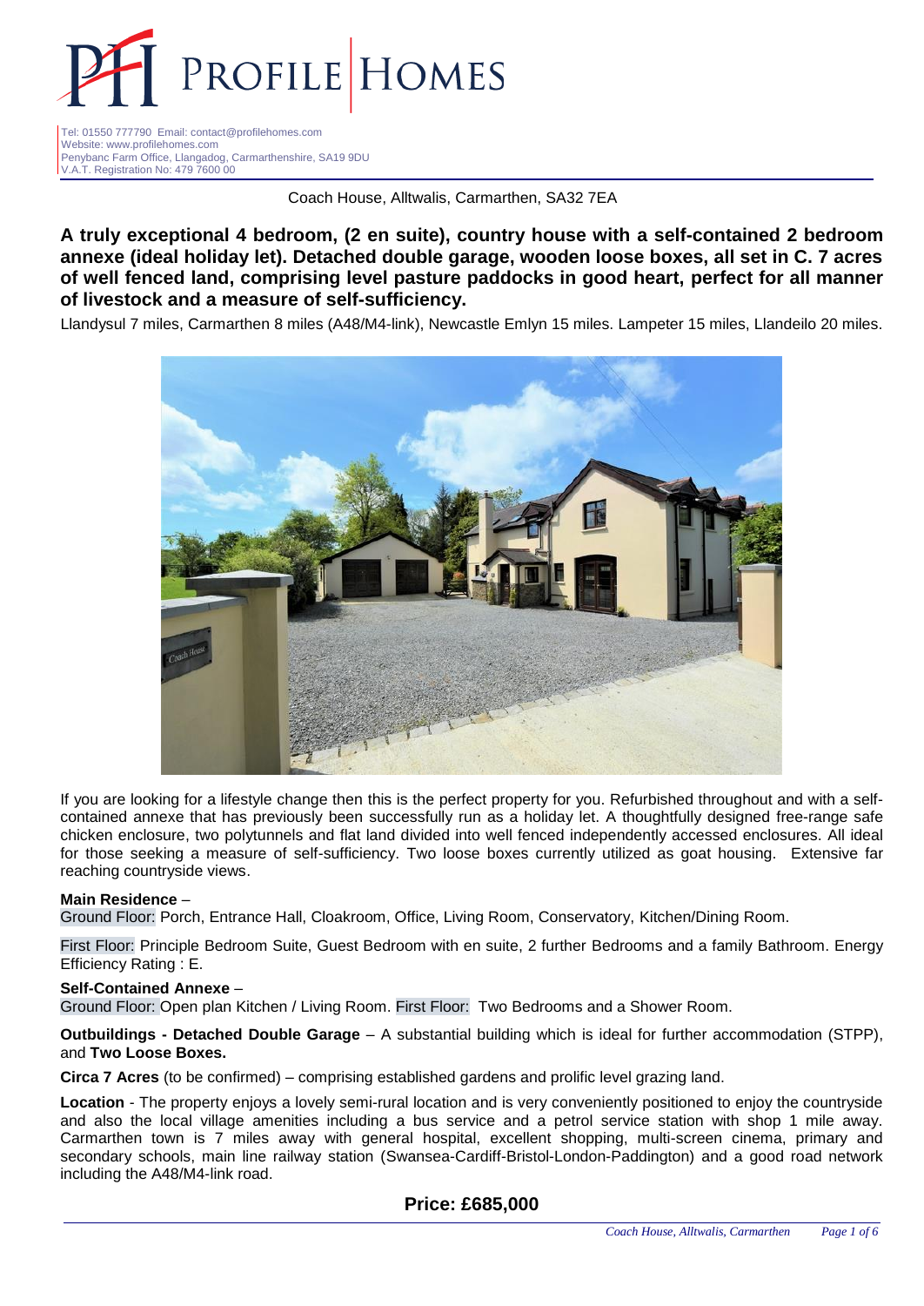# PROFILE HOMES

Tel: 01550 777790 Email: contact@profilehomes.com
Website: www.profilehomes.com
Penybanc Farm Office, Llangadog, Carmarthenshire, SA19 9DU
V.A.T. Registration No: 479 7600 00

Coach House, Alltwalis, Carmarthen, SA32 7EA

## A truly exceptional 4 bedroom, (2 en suite), country house with a self-contained 2 bedroom annexe (ideal holiday let). Detached double garage, wooden loose boxes, all set in C. 7 acres of well fenced land, comprising level pasture paddocks in good heart, perfect for all manner of livestock and a measure of self-sufficiency.

Llandysul 7 miles, Carmarthen 8 miles (A48/M4-link), Newcastle Emlyn 15 miles. Lampeter 15 miles, Llandeilo 20 miles.

If you are looking for a lifestyle change then this is the perfect property for you. Refurbished throughout and with a self-contained annexe that has previously been successfully run as a holiday let. A thoughtfully designed free-range safe chicken enclosure, two polytunnels and flat land divided into well fenced independently accessed enclosures. All ideal for those seeking a measure of self-sufficiency. Two loose boxes currently utilized as goat housing. Extensive far reaching countryside views.

**Main Residence** –
Ground Floor: Porch, Entrance Hall, Cloakroom, Office, Living Room, Conservatory, Kitchen/Dining Room.

First Floor: Principle Bedroom Suite, Guest Bedroom with en suite, 2 further Bedrooms and a family Bathroom. Energy Efficiency Rating : E.

**Self-Contained Annexe** –
Ground Floor: Open plan Kitchen / Living Room. First Floor: Two Bedrooms and a Shower Room.

**Outbuildings - Detached Double Garage** – A substantial building which is ideal for further accommodation (STPP), and **Two Loose Boxes.**

**Circa 7 Acres** (to be confirmed) – comprising established gardens and prolific level grazing land.

**Location** - The property enjoys a lovely semi-rural location and is very conveniently positioned to enjoy the countryside and also the local village amenities including a bus service and a petrol service station with shop 1 mile away. Carmarthen town is 7 miles away with general hospital, excellent shopping, multi-screen cinema, primary and secondary schools, main line railway station (Swansea-Cardiff-Bristol-London-Paddington) and a good road network including the A48/M4-link road.

## Price: £685,000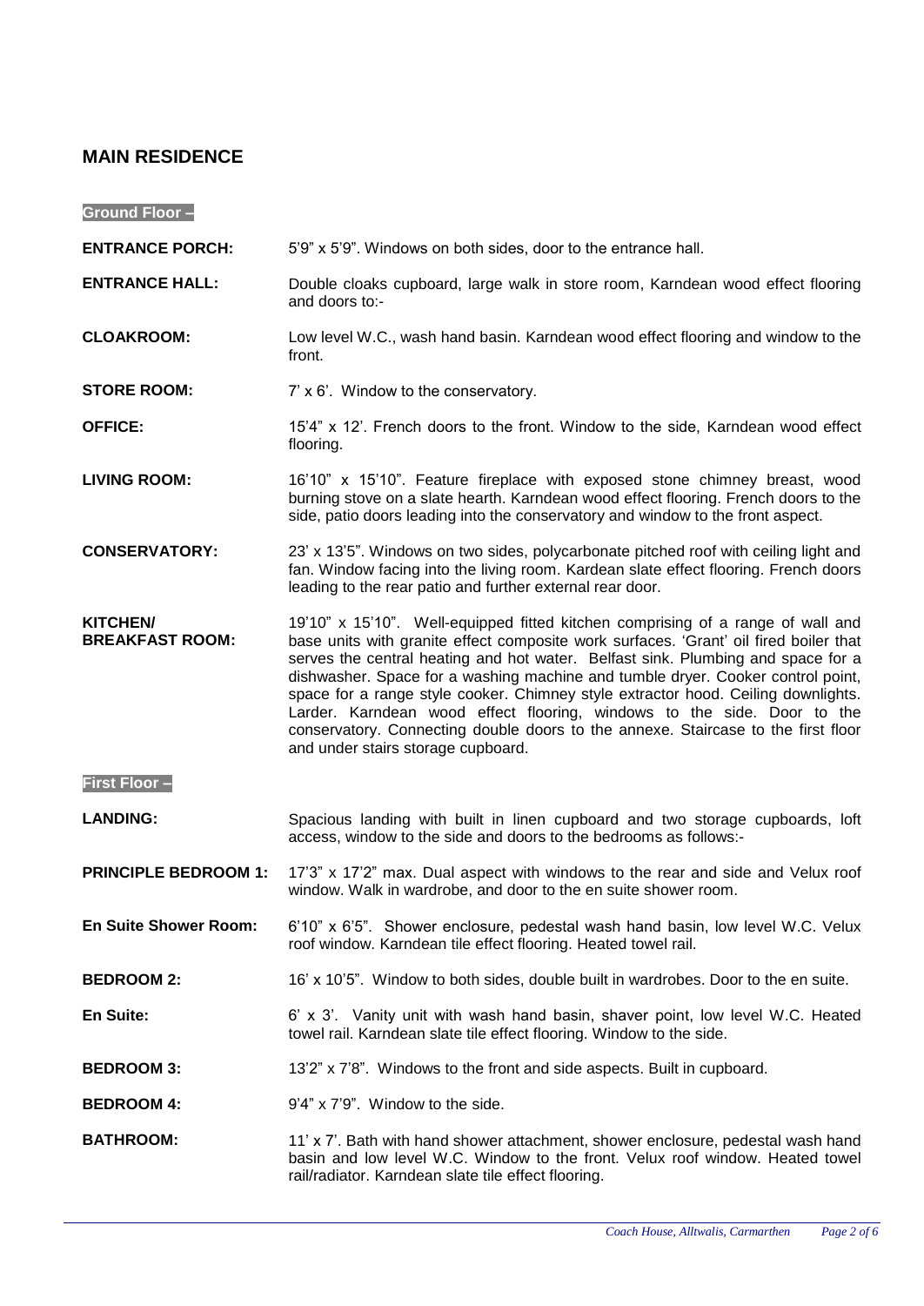## MAIN RESIDENCE

### Ground Floor –

**ENTRANCE PORCH:** 5'9" x 5'9". Windows on both sides, door to the entrance hall.

**ENTRANCE HALL:** Double cloaks cupboard, large walk in store room, Karndean wood effect flooring and doors to:-

**CLOAKROOM:** Low level W.C., wash hand basin. Karndean wood effect flooring and window to the front.

**STORE ROOM:** 7' x 6'. Window to the conservatory.

**OFFICE:** 15'4" x 12'. French doors to the front. Window to the side, Karndean wood effect flooring.

**LIVING ROOM:** 16'10" x 15'10". Feature fireplace with exposed stone chimney breast, wood burning stove on a slate hearth. Karndean wood effect flooring. French doors to the side, patio doors leading into the conservatory and window to the front aspect.

**CONSERVATORY:** 23' x 13'5". Windows on two sides, polycarbonate pitched roof with ceiling light and fan. Window facing into the living room. Kardean slate effect flooring. French doors leading to the rear patio and further external rear door.

**KITCHEN/ BREAKFAST ROOM:** 19'10" x 15'10". Well-equipped fitted kitchen comprising of a range of wall and base units with granite effect composite work surfaces. 'Grant' oil fired boiler that serves the central heating and hot water. Belfast sink. Plumbing and space for a dishwasher. Space for a washing machine and tumble dryer. Cooker control point, space for a range style cooker. Chimney style extractor hood. Ceiling downlights. Larder. Karndean wood effect flooring, windows to the side. Door to the conservatory. Connecting double doors to the annexe. Staircase to the first floor and under stairs storage cupboard.

### First Floor –

**LANDING:** Spacious landing with built in linen cupboard and two storage cupboards, loft access, window to the side and doors to the bedrooms as follows:-

**PRINCIPLE BEDROOM 1:** 17'3" x 17'2" max. Dual aspect with windows to the rear and side and Velux roof window. Walk in wardrobe, and door to the en suite shower room.

**En Suite Shower Room:** 6'10" x 6'5". Shower enclosure, pedestal wash hand basin, low level W.C. Velux roof window. Karndean tile effect flooring. Heated towel rail.

**BEDROOM 2:** 16' x 10'5". Window to both sides, double built in wardrobes. Door to the en suite.

**En Suite:** 6' x 3'. Vanity unit with wash hand basin, shaver point, low level W.C. Heated towel rail. Karndean slate tile effect flooring. Window to the side.

**BEDROOM 3:** 13'2" x 7'8". Windows to the front and side aspects. Built in cupboard.

**BEDROOM 4:** 9'4" x 7'9". Window to the side.

**BATHROOM:** 11' x 7'. Bath with hand shower attachment, shower enclosure, pedestal wash hand basin and low level W.C. Window to the front. Velux roof window. Heated towel rail/radiator. Karndean slate tile effect flooring.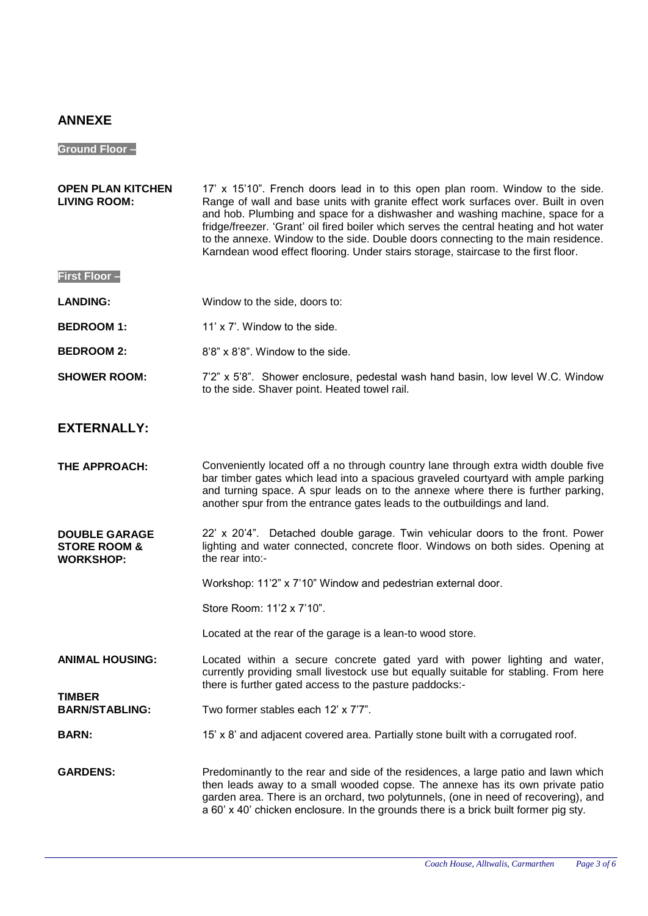## ANNEXE

**Ground Floor –**

**OPEN PLAN KITCHEN LIVING ROOM:** 17' x 15'10". French doors lead in to this open plan room. Window to the side. Range of wall and base units with granite effect work surfaces over. Built in oven and hob. Plumbing and space for a dishwasher and washing machine, space for a fridge/freezer. 'Grant' oil fired boiler which serves the central heating and hot water to the annexe. Window to the side. Double doors connecting to the main residence. Karndean wood effect flooring. Under stairs storage, staircase to the first floor.

**First Floor –**

**LANDING:** Window to the side, doors to:

**BEDROOM 1:** 11' x 7'. Window to the side.

**BEDROOM 2:** 8'8" x 8'8". Window to the side.

**SHOWER ROOM:** 7'2" x 5'8". Shower enclosure, pedestal wash hand basin, low level W.C. Window to the side. Shaver point. Heated towel rail.

## EXTERNALLY:

**THE APPROACH:** Conveniently located off a no through country lane through extra width double five bar timber gates which lead into a spacious graveled courtyard with ample parking and turning space. A spur leads on to the annexe where there is further parking, another spur from the entrance gates leads to the outbuildings and land.

**DOUBLE GARAGE STORE ROOM & WORKSHOP:** 22' x 20'4". Detached double garage. Twin vehicular doors to the front. Power lighting and water connected, concrete floor. Windows on both sides. Opening at the rear into:-

Workshop: 11'2" x 7'10" Window and pedestrian external door.

Store Room: 11'2 x 7'10".

Located at the rear of the garage is a lean-to wood store.

**ANIMAL HOUSING:** Located within a secure concrete gated yard with power lighting and water, currently providing small livestock use but equally suitable for stabling. From here there is further gated access to the pasture paddocks:-

**TIMBER BARN/STABLING:** Two former stables each 12' x 7'7".

**BARN:** 15' x 8' and adjacent covered area. Partially stone built with a corrugated roof.

**GARDENS:** Predominantly to the rear and side of the residences, a large patio and lawn which then leads away to a small wooded copse. The annexe has its own private patio garden area. There is an orchard, two polytunnels, (one in need of recovering), and a 60' x 40' chicken enclosure. In the grounds there is a brick built former pig sty.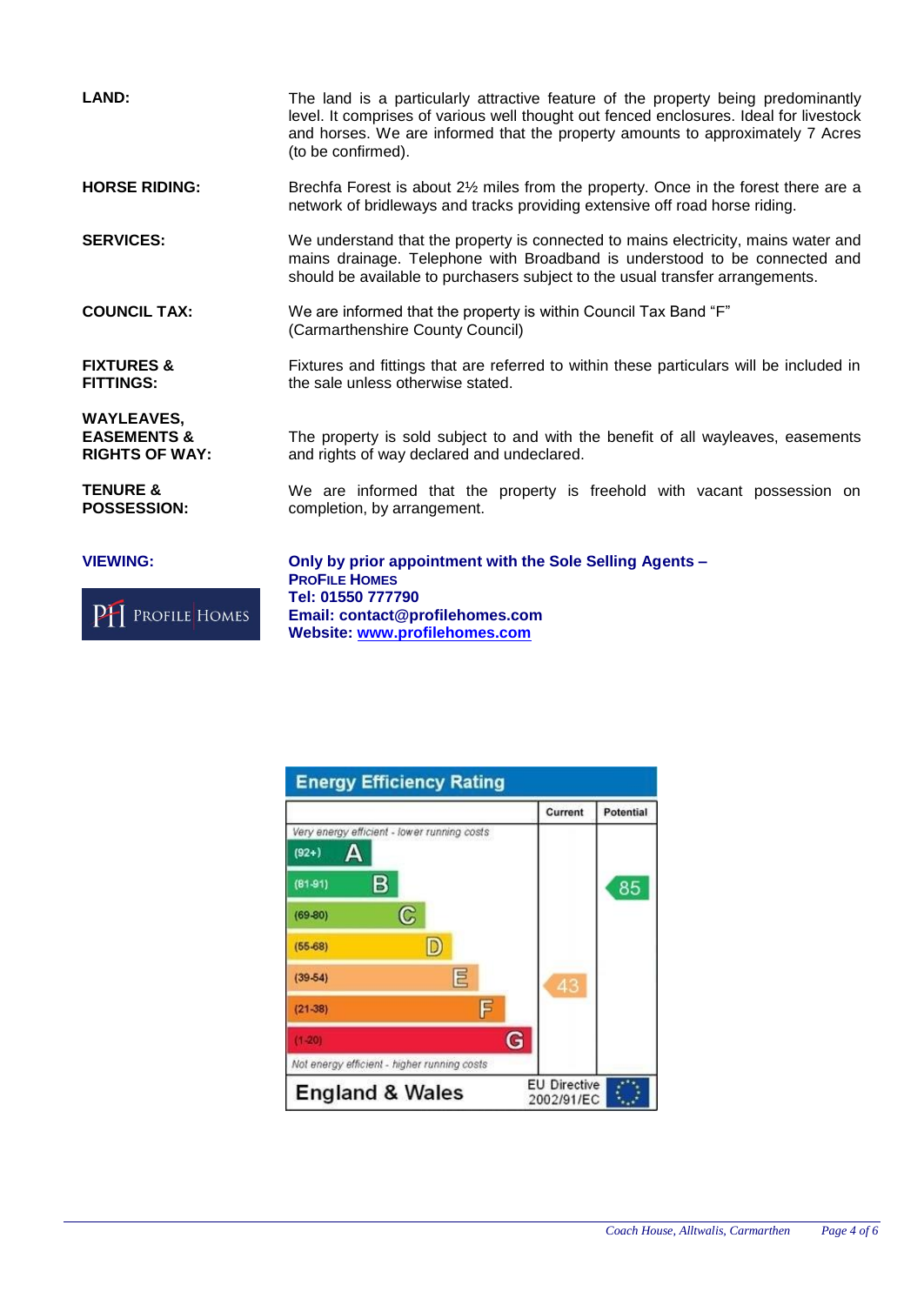**LAND:**

The land is a particularly attractive feature of the property being predominantly level. It comprises of various well thought out fenced enclosures. Ideal for livestock and horses. We are informed that the property amounts to approximately 7 Acres (to be confirmed).

**HORSE RIDING:**

Brechfa Forest is about 2½ miles from the property. Once in the forest there are a network of bridleways and tracks providing extensive off road horse riding.

**SERVICES:**

We understand that the property is connected to mains electricity, mains water and mains drainage. Telephone with Broadband is understood to be connected and should be available to purchasers subject to the usual transfer arrangements.

**COUNCIL TAX:**

We are informed that the property is within Council Tax Band "F" (Carmarthenshire County Council)

**FIXTURES & FITTINGS:**

Fixtures and fittings that are referred to within these particulars will be included in the sale unless otherwise stated.

**WAYLEAVES, EASEMENTS & RIGHTS OF WAY:**

The property is sold subject to and with the benefit of all wayleaves, easements and rights of way declared and undeclared.

**TENURE & POSSESSION:**

We are informed that the property is freehold with vacant possession on completion, by arrangement.

**VIEWING:**

PH PROFILE HOMES

**Only by prior appointment with the Sole Selling Agents –**
**PROFILE HOMES**
**Tel: 01550 777790**
**Email: contact@profilehomes.com**
**Website: www.profilehomes.com**

**Energy Efficiency Rating**

| | Current | Potential |
|---|---|---|
| *Very energy efficient - lower running costs* | | |
| (92+) A | | |
| (81-91) B | | 85 |
| (69-80) C | | |
| (55-68) D | | |
| (39-54) E | 43 | |
| (21-38) F | | |
| (1-20) G | | |
| *Not energy efficient - higher running costs* | | |
| England & Wales | EU Directive 2002/91/EC | |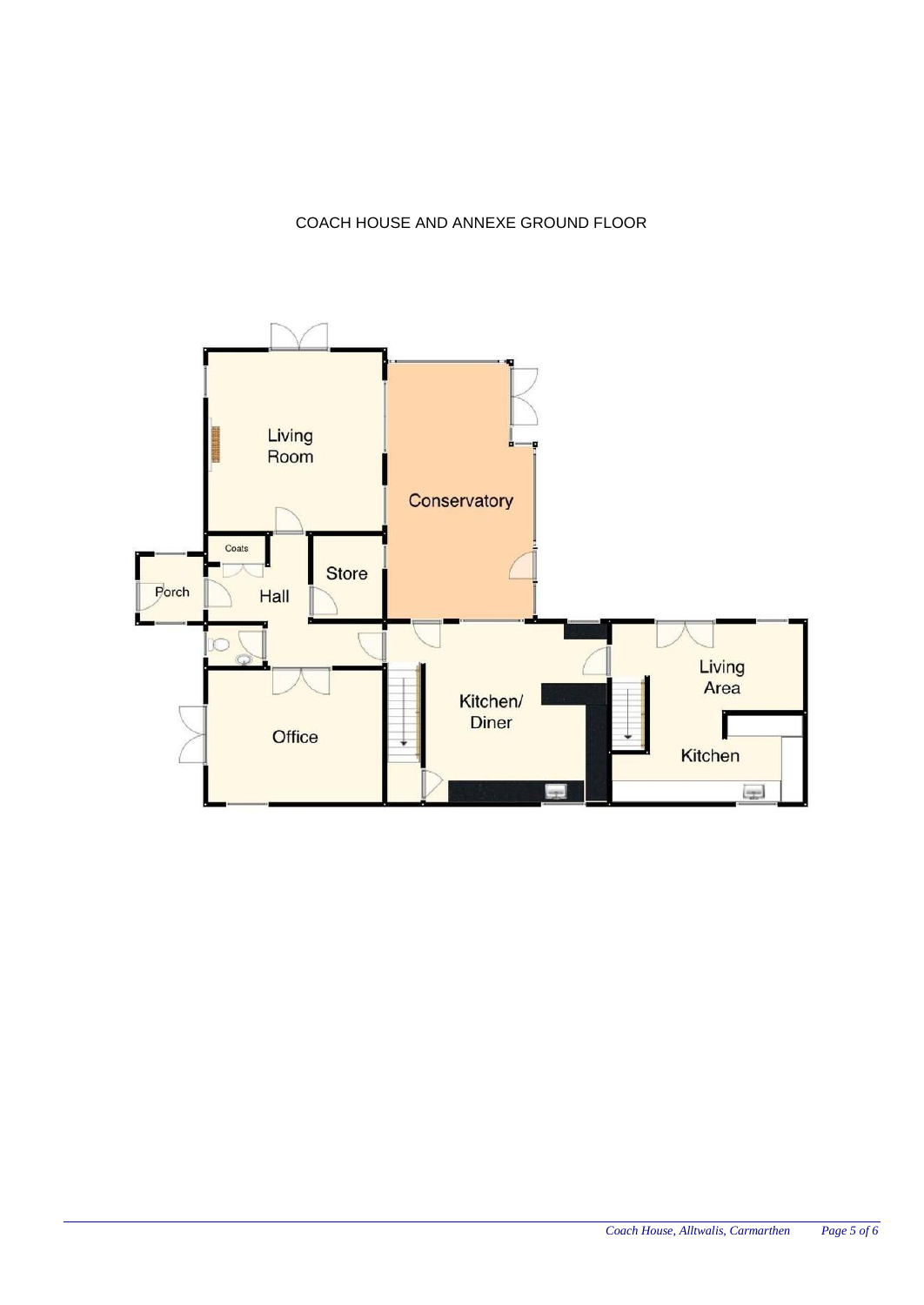COACH HOUSE AND ANNEXE GROUND FLOOR

Living Room

Conservatory

Coats

Store

Porch

Hall

Office

Kitchen/ Diner

Living Area

Kitchen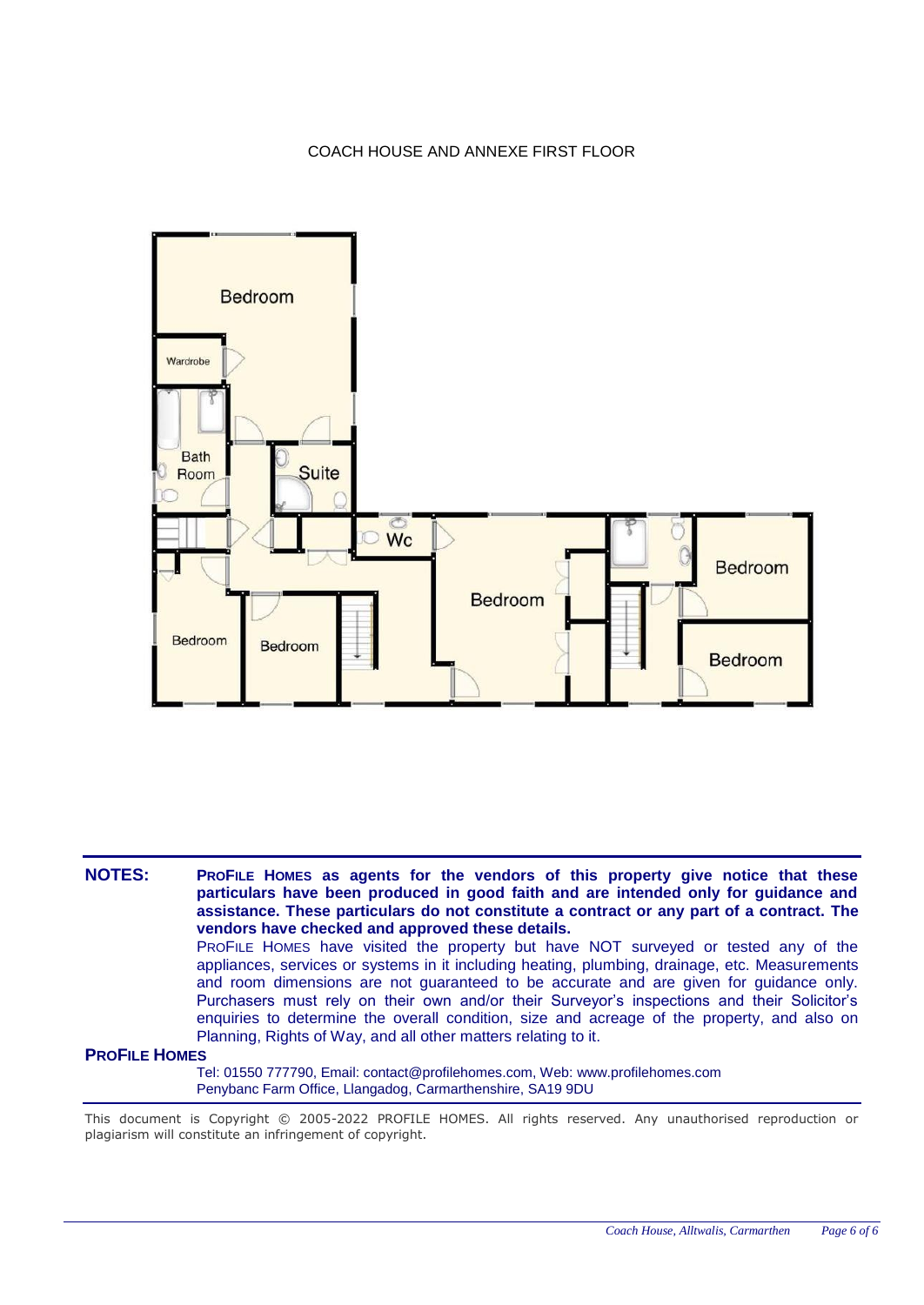COACH HOUSE AND ANNEXE FIRST FLOOR

Bedroom

Wardrobe

Bath Room

Suite

Wc

Bedroom

Bedroom

Bedroom

Bedroom

Bedroom

**NOTES:** **PROFILE HOMES as agents for the vendors of this property give notice that these particulars have been produced in good faith and are intended only for guidance and assistance. These particulars do not constitute a contract or any part of a contract. The vendors have checked and approved these details.**

PROFILE HOMES have visited the property but have NOT surveyed or tested any of the appliances, services or systems in it including heating, plumbing, drainage, etc. Measurements and room dimensions are not guaranteed to be accurate and are given for guidance only. Purchasers must rely on their own and/or their Surveyor's inspections and their Solicitor's enquiries to determine the overall condition, size and acreage of the property, and also on Planning, Rights of Way, and all other matters relating to it.

**PROFILE HOMES**

Tel: 01550 777790, Email: contact@profilehomes.com, Web: www.profilehomes.com
Penybanc Farm Office, Llangadog, Carmarthenshire, SA19 9DU

This document is Copyright © 2005-2022 PROFILE HOMES. All rights reserved. Any unauthorised reproduction or plagiarism will constitute an infringement of copyright.